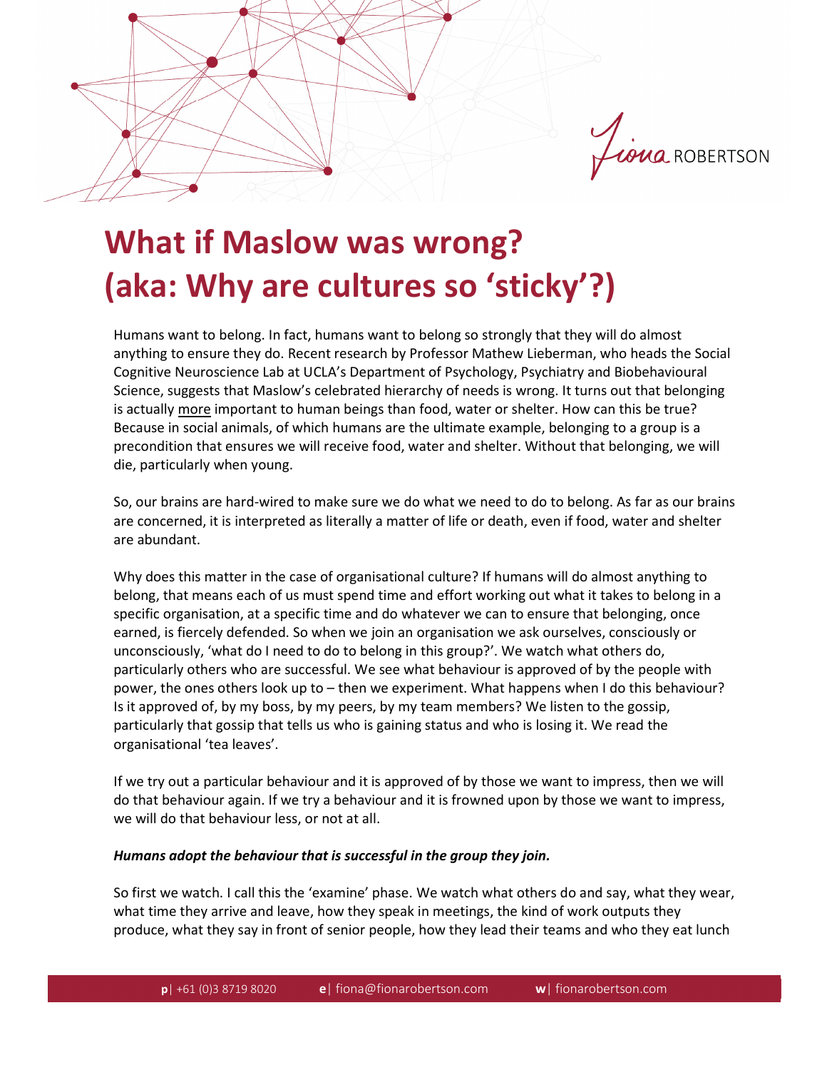# What if Maslow was wrong?
# (aka: Why are cultures so 'sticky'?)

Humans want to belong. In fact, humans want to belong so strongly that they will do almost anything to ensure they do. Recent research by Professor Mathew Lieberman, who heads the Social Cognitive Neuroscience Lab at UCLA's Department of Psychology, Psychiatry and Biobehavioural Science, suggests that Maslow's celebrated hierarchy of needs is wrong. It turns out that belonging is actually <u>more</u> important to human beings than food, water or shelter. How can this be true? Because in social animals, of which humans are the ultimate example, belonging to a group is a precondition that ensures we will receive food, water and shelter. Without that belonging, we will die, particularly when young.

So, our brains are hard-wired to make sure we do what we need to do to belong. As far as our brains are concerned, it is interpreted as literally a matter of life or death, even if food, water and shelter are abundant.

Why does this matter in the case of organisational culture? If humans will do almost anything to belong, that means each of us must spend time and effort working out what it takes to belong in a specific organisation, at a specific time and do whatever we can to ensure that belonging, once earned, is fiercely defended. So when we join an organisation we ask ourselves, consciously or unconsciously, 'what do I need to do to belong in this group?'. We watch what others do, particularly others who are successful. We see what behaviour is approved of by the people with power, the ones others look up to – then we experiment. What happens when I do this behaviour? Is it approved of, by my boss, by my peers, by my team members? We listen to the gossip, particularly that gossip that tells us who is gaining status and who is losing it. We read the organisational 'tea leaves'.

If we try out a particular behaviour and it is approved of by those we want to impress, then we will do that behaviour again. If we try a behaviour and it is frowned upon by those we want to impress, we will do that behaviour less, or not at all.

***Humans adopt the behaviour that is successful in the group they join.***

So first we watch. I call this the 'examine' phase. We watch what others do and say, what they wear, what time they arrive and leave, how they speak in meetings, the kind of work outputs they produce, what they say in front of senior people, how they lead their teams and who they eat lunch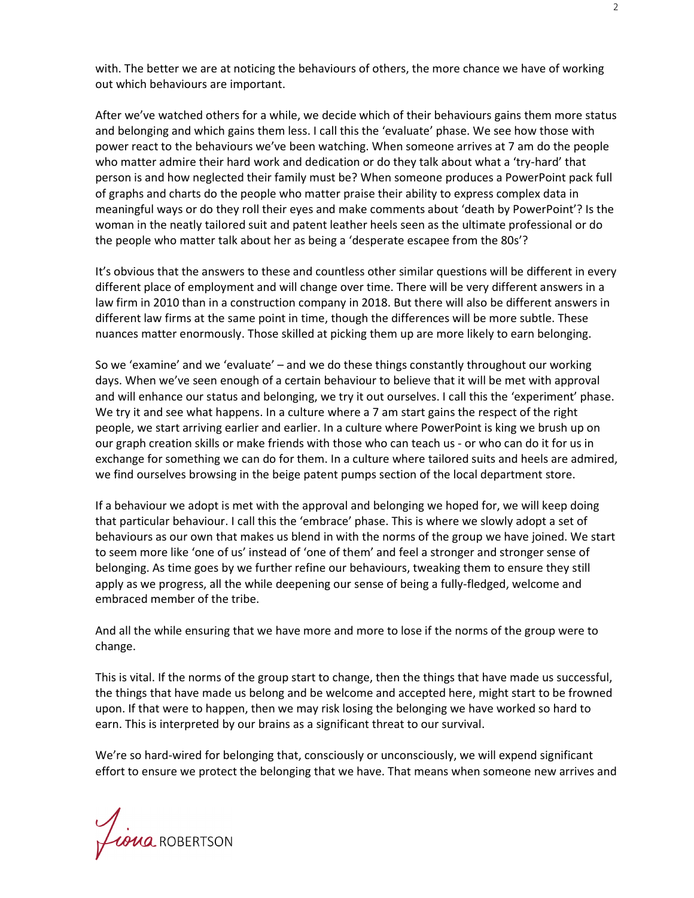with. The better we are at noticing the behaviours of others, the more chance we have of working out which behaviours are important.

After we've watched others for a while, we decide which of their behaviours gains them more status and belonging and which gains them less. I call this the 'evaluate' phase. We see how those with power react to the behaviours we've been watching. When someone arrives at 7 am do the people who matter admire their hard work and dedication or do they talk about what a 'try-hard' that person is and how neglected their family must be? When someone produces a PowerPoint pack full of graphs and charts do the people who matter praise their ability to express complex data in meaningful ways or do they roll their eyes and make comments about 'death by PowerPoint'? Is the woman in the neatly tailored suit and patent leather heels seen as the ultimate professional or do the people who matter talk about her as being a 'desperate escapee from the 80s'?

It's obvious that the answers to these and countless other similar questions will be different in every different place of employment and will change over time. There will be very different answers in a law firm in 2010 than in a construction company in 2018. But there will also be different answers in different law firms at the same point in time, though the differences will be more subtle. These nuances matter enormously. Those skilled at picking them up are more likely to earn belonging.

So we 'examine' and we 'evaluate' – and we do these things constantly throughout our working days. When we've seen enough of a certain behaviour to believe that it will be met with approval and will enhance our status and belonging, we try it out ourselves. I call this the 'experiment' phase. We try it and see what happens. In a culture where a 7 am start gains the respect of the right people, we start arriving earlier and earlier. In a culture where PowerPoint is king we brush up on our graph creation skills or make friends with those who can teach us - or who can do it for us in exchange for something we can do for them. In a culture where tailored suits and heels are admired, we find ourselves browsing in the beige patent pumps section of the local department store.

If a behaviour we adopt is met with the approval and belonging we hoped for, we will keep doing that particular behaviour. I call this the 'embrace' phase. This is where we slowly adopt a set of behaviours as our own that makes us blend in with the norms of the group we have joined. We start to seem more like 'one of us' instead of 'one of them' and feel a stronger and stronger sense of belonging. As time goes by we further refine our behaviours, tweaking them to ensure they still apply as we progress, all the while deepening our sense of being a fully-fledged, welcome and embraced member of the tribe.

And all the while ensuring that we have more and more to lose if the norms of the group were to change.

This is vital. If the norms of the group start to change, then the things that have made us successful, the things that have made us belong and be welcome and accepted here, might start to be frowned upon. If that were to happen, then we may risk losing the belonging we have worked so hard to earn. This is interpreted by our brains as a significant threat to our survival.

We're so hard-wired for belonging that, consciously or unconsciously, we will expend significant effort to ensure we protect the belonging that we have. That means when someone new arrives and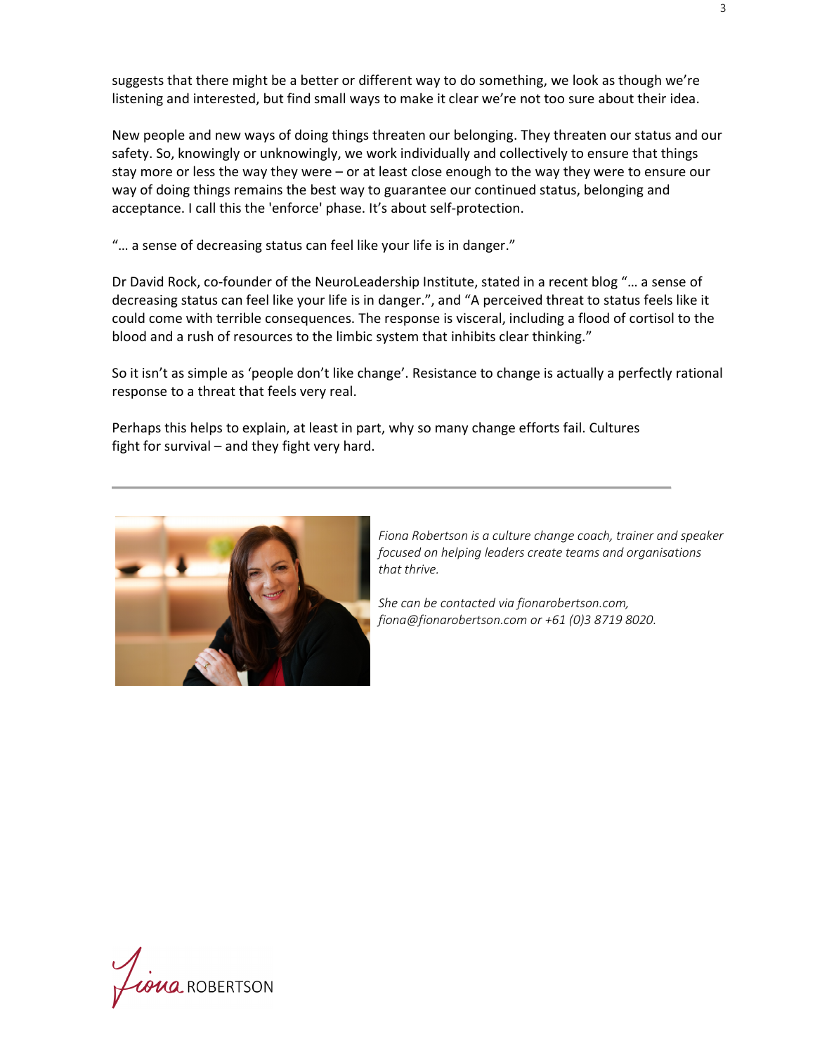suggests that there might be a better or different way to do something, we look as though we're listening and interested, but find small ways to make it clear we're not too sure about their idea.

New people and new ways of doing things threaten our belonging. They threaten our status and our safety. So, knowingly or unknowingly, we work individually and collectively to ensure that things stay more or less the way they were – or at least close enough to the way they were to ensure our way of doing things remains the best way to guarantee our continued status, belonging and acceptance. I call this the 'enforce' phase. It's about self-protection.

"… a sense of decreasing status can feel like your life is in danger."

Dr David Rock, co-founder of the NeuroLeadership Institute, stated in a recent blog "… a sense of decreasing status can feel like your life is in danger.", and "A perceived threat to status feels like it could come with terrible consequences. The response is visceral, including a flood of cortisol to the blood and a rush of resources to the limbic system that inhibits clear thinking."

So it isn't as simple as 'people don't like change'. Resistance to change is actually a perfectly rational response to a threat that feels very real.

Perhaps this helps to explain, at least in part, why so many change efforts fail. Cultures fight for survival – and they fight very hard.

---

*Fiona Robertson is a culture change coach, trainer and speaker focused on helping leaders create teams and organisations that thrive.*

*She can be contacted via fionarobertson.com, fiona@fionarobertson.com or +61 (0)3 8719 8020.*

Fiona ROBERTSON